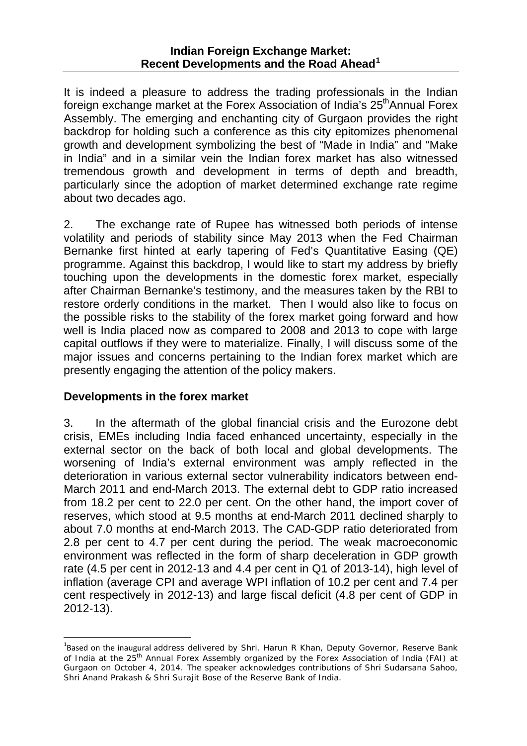# Indian Foreign Exchange Market: Recent Developments and the Road Ahead[1]

It is indeed a pleasure to address the trading professionals in the Indian foreign exchange market at the Forex Association of India's 25th Annual Forex Assembly. The emerging and enchanting city of Gurgaon provides the right backdrop for holding such a conference as this city epitomizes phenomenal growth and development symbolizing the best of "Made in India" and "Make in India" and in a similar vein the Indian forex market has also witnessed tremendous growth and development in terms of depth and breadth, particularly since the adoption of market determined exchange rate regime about two decades ago.

2. The exchange rate of Rupee has witnessed both periods of intense volatility and periods of stability since May 2013 when the Fed Chairman Bernanke first hinted at early tapering of Fed's Quantitative Easing (QE) programme. Against this backdrop, I would like to start my address by briefly touching upon the developments in the domestic forex market, especially after Chairman Bernanke's testimony, and the measures taken by the RBI to restore orderly conditions in the market. Then I would also like to focus on the possible risks to the stability of the forex market going forward and how well is India placed now as compared to 2008 and 2013 to cope with large capital outflows if they were to materialize. Finally, I will discuss some of the major issues and concerns pertaining to the Indian forex market which are presently engaging the attention of the policy makers.

## Developments in the forex market

3. In the aftermath of the global financial crisis and the Eurozone debt crisis, EMEs including India faced enhanced uncertainty, especially in the external sector on the back of both local and global developments. The worsening of India's external environment was amply reflected in the deterioration in various external sector vulnerability indicators between end-March 2011 and end-March 2013. The external debt to GDP ratio increased from 18.2 per cent to 22.0 per cent. On the other hand, the import cover of reserves, which stood at 9.5 months at end-March 2011 declined sharply to about 7.0 months at end-March 2013. The CAD-GDP ratio deteriorated from 2.8 per cent to 4.7 per cent during the period. The weak macroeconomic environment was reflected in the form of sharp deceleration in GDP growth rate (4.5 per cent in 2012-13 and 4.4 per cent in Q1 of 2013-14), high level of inflation (average CPI and average WPI inflation of 10.2 per cent and 7.4 per cent respectively in 2012-13) and large fiscal deficit (4.8 per cent of GDP in 2012-13).

---

[1] Based on the inaugural address delivered by Shri. Harun R Khan, Deputy Governor, Reserve Bank of India at the 25th Annual Forex Assembly organized by the Forex Association of India (FAI) at Gurgaon on October 4, 2014. The speaker acknowledges contributions of Shri Sudarsana Sahoo, Shri Anand Prakash & Shri Surajit Bose of the Reserve Bank of India.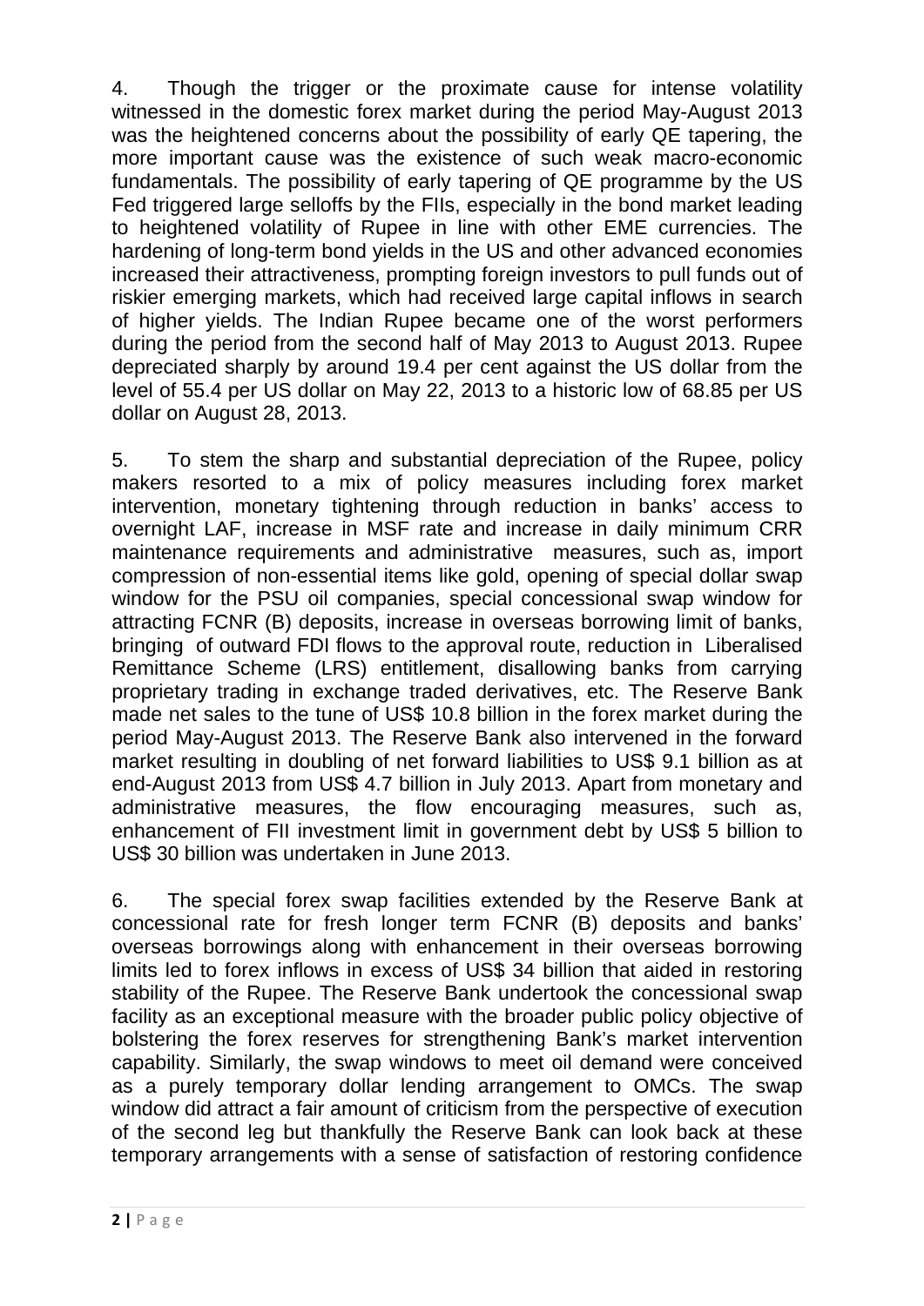4. Though the trigger or the proximate cause for intense volatility witnessed in the domestic forex market during the period May-August 2013 was the heightened concerns about the possibility of early QE tapering, the more important cause was the existence of such weak macro-economic fundamentals. The possibility of early tapering of QE programme by the US Fed triggered large selloffs by the FIIs, especially in the bond market leading to heightened volatility of Rupee in line with other EME currencies. The hardening of long-term bond yields in the US and other advanced economies increased their attractiveness, prompting foreign investors to pull funds out of riskier emerging markets, which had received large capital inflows in search of higher yields. The Indian Rupee became one of the worst performers during the period from the second half of May 2013 to August 2013. Rupee depreciated sharply by around 19.4 per cent against the US dollar from the level of 55.4 per US dollar on May 22, 2013 to a historic low of 68.85 per US dollar on August 28, 2013.

5. To stem the sharp and substantial depreciation of the Rupee, policy makers resorted to a mix of policy measures including forex market intervention, monetary tightening through reduction in banks' access to overnight LAF, increase in MSF rate and increase in daily minimum CRR maintenance requirements and administrative measures, such as, import compression of non-essential items like gold, opening of special dollar swap window for the PSU oil companies, special concessional swap window for attracting FCNR (B) deposits, increase in overseas borrowing limit of banks, bringing of outward FDI flows to the approval route, reduction in Liberalised Remittance Scheme (LRS) entitlement, disallowing banks from carrying proprietary trading in exchange traded derivatives, etc. The Reserve Bank made net sales to the tune of US$ 10.8 billion in the forex market during the period May-August 2013. The Reserve Bank also intervened in the forward market resulting in doubling of net forward liabilities to US$ 9.1 billion as at end-August 2013 from US$ 4.7 billion in July 2013. Apart from monetary and administrative measures, the flow encouraging measures, such as, enhancement of FII investment limit in government debt by US$ 5 billion to US$ 30 billion was undertaken in June 2013.

6. The special forex swap facilities extended by the Reserve Bank at concessional rate for fresh longer term FCNR (B) deposits and banks' overseas borrowings along with enhancement in their overseas borrowing limits led to forex inflows in excess of US$ 34 billion that aided in restoring stability of the Rupee. The Reserve Bank undertook the concessional swap facility as an exceptional measure with the broader public policy objective of bolstering the forex reserves for strengthening Bank's market intervention capability. Similarly, the swap windows to meet oil demand were conceived as a purely temporary dollar lending arrangement to OMCs. The swap window did attract a fair amount of criticism from the perspective of execution of the second leg but thankfully the Reserve Bank can look back at these temporary arrangements with a sense of satisfaction of restoring confidence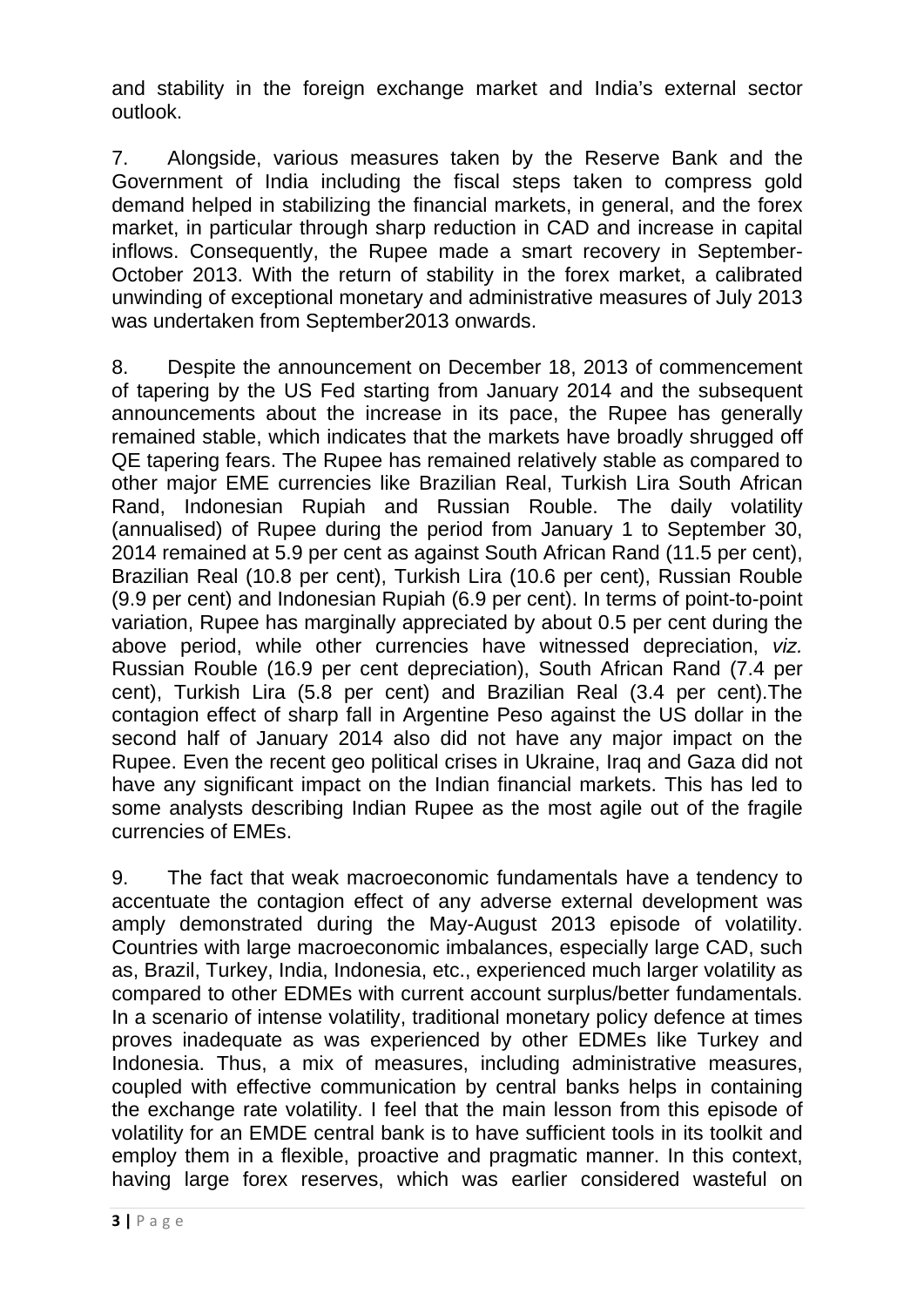and stability in the foreign exchange market and India's external sector outlook.

7. Alongside, various measures taken by the Reserve Bank and the Government of India including the fiscal steps taken to compress gold demand helped in stabilizing the financial markets, in general, and the forex market, in particular through sharp reduction in CAD and increase in capital inflows. Consequently, the Rupee made a smart recovery in September-October 2013. With the return of stability in the forex market, a calibrated unwinding of exceptional monetary and administrative measures of July 2013 was undertaken from September2013 onwards.

8. Despite the announcement on December 18, 2013 of commencement of tapering by the US Fed starting from January 2014 and the subsequent announcements about the increase in its pace, the Rupee has generally remained stable, which indicates that the markets have broadly shrugged off QE tapering fears. The Rupee has remained relatively stable as compared to other major EME currencies like Brazilian Real, Turkish Lira South African Rand, Indonesian Rupiah and Russian Rouble. The daily volatility (annualised) of Rupee during the period from January 1 to September 30, 2014 remained at 5.9 per cent as against South African Rand (11.5 per cent), Brazilian Real (10.8 per cent), Turkish Lira (10.6 per cent), Russian Rouble (9.9 per cent) and Indonesian Rupiah (6.9 per cent). In terms of point-to-point variation, Rupee has marginally appreciated by about 0.5 per cent during the above period, while other currencies have witnessed depreciation, *viz.* Russian Rouble (16.9 per cent depreciation), South African Rand (7.4 per cent), Turkish Lira (5.8 per cent) and Brazilian Real (3.4 per cent).The contagion effect of sharp fall in Argentine Peso against the US dollar in the second half of January 2014 also did not have any major impact on the Rupee. Even the recent geo political crises in Ukraine, Iraq and Gaza did not have any significant impact on the Indian financial markets. This has led to some analysts describing Indian Rupee as the most agile out of the fragile currencies of EMEs.

9. The fact that weak macroeconomic fundamentals have a tendency to accentuate the contagion effect of any adverse external development was amply demonstrated during the May-August 2013 episode of volatility. Countries with large macroeconomic imbalances, especially large CAD, such as, Brazil, Turkey, India, Indonesia, etc., experienced much larger volatility as compared to other EDMEs with current account surplus/better fundamentals. In a scenario of intense volatility, traditional monetary policy defence at times proves inadequate as was experienced by other EDMEs like Turkey and Indonesia. Thus, a mix of measures, including administrative measures, coupled with effective communication by central banks helps in containing the exchange rate volatility. I feel that the main lesson from this episode of volatility for an EMDE central bank is to have sufficient tools in its toolkit and employ them in a flexible, proactive and pragmatic manner. In this context, having large forex reserves, which was earlier considered wasteful on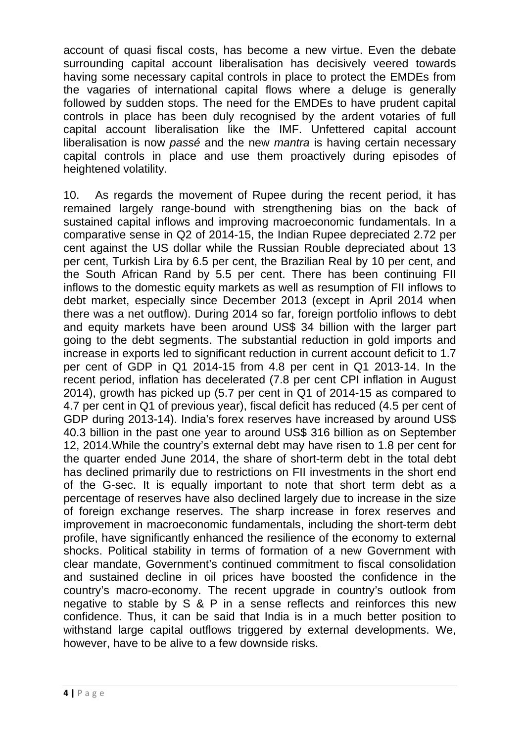account of quasi fiscal costs, has become a new virtue. Even the debate surrounding capital account liberalisation has decisively veered towards having some necessary capital controls in place to protect the EMDEs from the vagaries of international capital flows where a deluge is generally followed by sudden stops. The need for the EMDEs to have prudent capital controls in place has been duly recognised by the ardent votaries of full capital account liberalisation like the IMF. Unfettered capital account liberalisation is now *passé* and the new *mantra* is having certain necessary capital controls in place and use them proactively during episodes of heightened volatility.

10. As regards the movement of Rupee during the recent period, it has remained largely range-bound with strengthening bias on the back of sustained capital inflows and improving macroeconomic fundamentals. In a comparative sense in Q2 of 2014-15, the Indian Rupee depreciated 2.72 per cent against the US dollar while the Russian Rouble depreciated about 13 per cent, Turkish Lira by 6.5 per cent, the Brazilian Real by 10 per cent, and the South African Rand by 5.5 per cent. There has been continuing FII inflows to the domestic equity markets as well as resumption of FII inflows to debt market, especially since December 2013 (except in April 2014 when there was a net outflow). During 2014 so far, foreign portfolio inflows to debt and equity markets have been around US$ 34 billion with the larger part going to the debt segments. The substantial reduction in gold imports and increase in exports led to significant reduction in current account deficit to 1.7 per cent of GDP in Q1 2014-15 from 4.8 per cent in Q1 2013-14. In the recent period, inflation has decelerated (7.8 per cent CPI inflation in August 2014), growth has picked up (5.7 per cent in Q1 of 2014-15 as compared to 4.7 per cent in Q1 of previous year), fiscal deficit has reduced (4.5 per cent of GDP during 2013-14). India's forex reserves have increased by around US$ 40.3 billion in the past one year to around US$ 316 billion as on September 12, 2014.While the country's external debt may have risen to 1.8 per cent for the quarter ended June 2014, the share of short-term debt in the total debt has declined primarily due to restrictions on FII investments in the short end of the G-sec. It is equally important to note that short term debt as a percentage of reserves have also declined largely due to increase in the size of foreign exchange reserves. The sharp increase in forex reserves and improvement in macroeconomic fundamentals, including the short-term debt profile, have significantly enhanced the resilience of the economy to external shocks. Political stability in terms of formation of a new Government with clear mandate, Government's continued commitment to fiscal consolidation and sustained decline in oil prices have boosted the confidence in the country's macro-economy. The recent upgrade in country's outlook from negative to stable by S & P in a sense reflects and reinforces this new confidence. Thus, it can be said that India is in a much better position to withstand large capital outflows triggered by external developments. We, however, have to be alive to a few downside risks.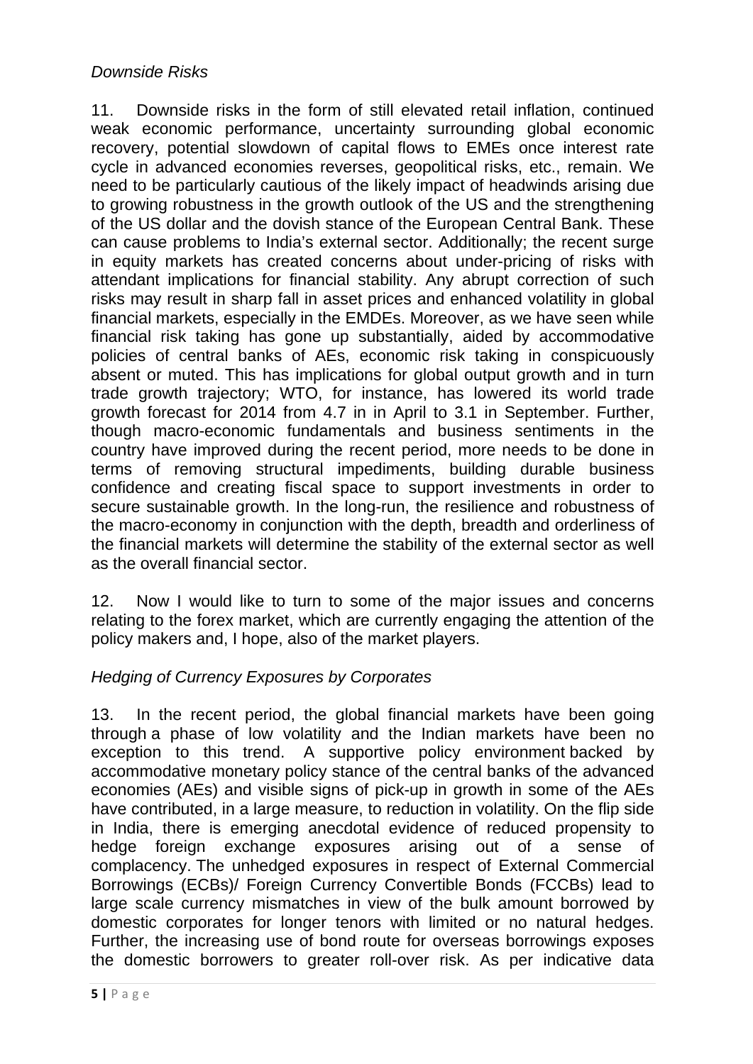*Downside Risks*

11. Downside risks in the form of still elevated retail inflation, continued weak economic performance, uncertainty surrounding global economic recovery, potential slowdown of capital flows to EMEs once interest rate cycle in advanced economies reverses, geopolitical risks, etc., remain. We need to be particularly cautious of the likely impact of headwinds arising due to growing robustness in the growth outlook of the US and the strengthening of the US dollar and the dovish stance of the European Central Bank. These can cause problems to India's external sector. Additionally; the recent surge in equity markets has created concerns about under-pricing of risks with attendant implications for financial stability. Any abrupt correction of such risks may result in sharp fall in asset prices and enhanced volatility in global financial markets, especially in the EMDEs. Moreover, as we have seen while financial risk taking has gone up substantially, aided by accommodative policies of central banks of AEs, economic risk taking in conspicuously absent or muted. This has implications for global output growth and in turn trade growth trajectory; WTO, for instance, has lowered its world trade growth forecast for 2014 from 4.7 in in April to 3.1 in September. Further, though macro-economic fundamentals and business sentiments in the country have improved during the recent period, more needs to be done in terms of removing structural impediments, building durable business confidence and creating fiscal space to support investments in order to secure sustainable growth. In the long-run, the resilience and robustness of the macro-economy in conjunction with the depth, breadth and orderliness of the financial markets will determine the stability of the external sector as well as the overall financial sector.

12. Now I would like to turn to some of the major issues and concerns relating to the forex market, which are currently engaging the attention of the policy makers and, I hope, also of the market players.

*Hedging of Currency Exposures by Corporates*

13. In the recent period, the global financial markets have been going through a phase of low volatility and the Indian markets have been no exception to this trend. A supportive policy environment backed by accommodative monetary policy stance of the central banks of the advanced economies (AEs) and visible signs of pick-up in growth in some of the AEs have contributed, in a large measure, to reduction in volatility. On the flip side in India, there is emerging anecdotal evidence of reduced propensity to hedge foreign exchange exposures arising out of a sense of complacency. The unhedged exposures in respect of External Commercial Borrowings (ECBs)/ Foreign Currency Convertible Bonds (FCCBs) lead to large scale currency mismatches in view of the bulk amount borrowed by domestic corporates for longer tenors with limited or no natural hedges. Further, the increasing use of bond route for overseas borrowings exposes the domestic borrowers to greater roll-over risk. As per indicative data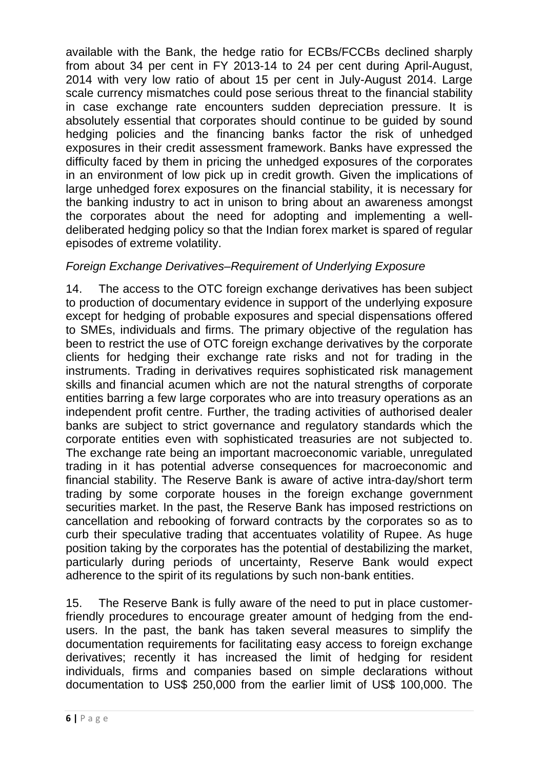available with the Bank, the hedge ratio for ECBs/FCCBs declined sharply from about 34 per cent in FY 2013-14 to 24 per cent during April-August, 2014 with very low ratio of about 15 per cent in July-August 2014. Large scale currency mismatches could pose serious threat to the financial stability in case exchange rate encounters sudden depreciation pressure. It is absolutely essential that corporates should continue to be guided by sound hedging policies and the financing banks factor the risk of unhedged exposures in their credit assessment framework. Banks have expressed the difficulty faced by them in pricing the unhedged exposures of the corporates in an environment of low pick up in credit growth. Given the implications of large unhedged forex exposures on the financial stability, it is necessary for the banking industry to act in unison to bring about an awareness amongst the corporates about the need for adopting and implementing a well-deliberated hedging policy so that the Indian forex market is spared of regular episodes of extreme volatility.

*Foreign Exchange Derivatives–Requirement of Underlying Exposure*

14. The access to the OTC foreign exchange derivatives has been subject to production of documentary evidence in support of the underlying exposure except for hedging of probable exposures and special dispensations offered to SMEs, individuals and firms. The primary objective of the regulation has been to restrict the use of OTC foreign exchange derivatives by the corporate clients for hedging their exchange rate risks and not for trading in the instruments. Trading in derivatives requires sophisticated risk management skills and financial acumen which are not the natural strengths of corporate entities barring a few large corporates who are into treasury operations as an independent profit centre. Further, the trading activities of authorised dealer banks are subject to strict governance and regulatory standards which the corporate entities even with sophisticated treasuries are not subjected to. The exchange rate being an important macroeconomic variable, unregulated trading in it has potential adverse consequences for macroeconomic and financial stability. The Reserve Bank is aware of active intra-day/short term trading by some corporate houses in the foreign exchange government securities market. In the past, the Reserve Bank has imposed restrictions on cancellation and rebooking of forward contracts by the corporates so as to curb their speculative trading that accentuates volatility of Rupee. As huge position taking by the corporates has the potential of destabilizing the market, particularly during periods of uncertainty, Reserve Bank would expect adherence to the spirit of its regulations by such non-bank entities.

15. The Reserve Bank is fully aware of the need to put in place customer-friendly procedures to encourage greater amount of hedging from the end-users. In the past, the bank has taken several measures to simplify the documentation requirements for facilitating easy access to foreign exchange derivatives; recently it has increased the limit of hedging for resident individuals, firms and companies based on simple declarations without documentation to US$ 250,000 from the earlier limit of US$ 100,000. The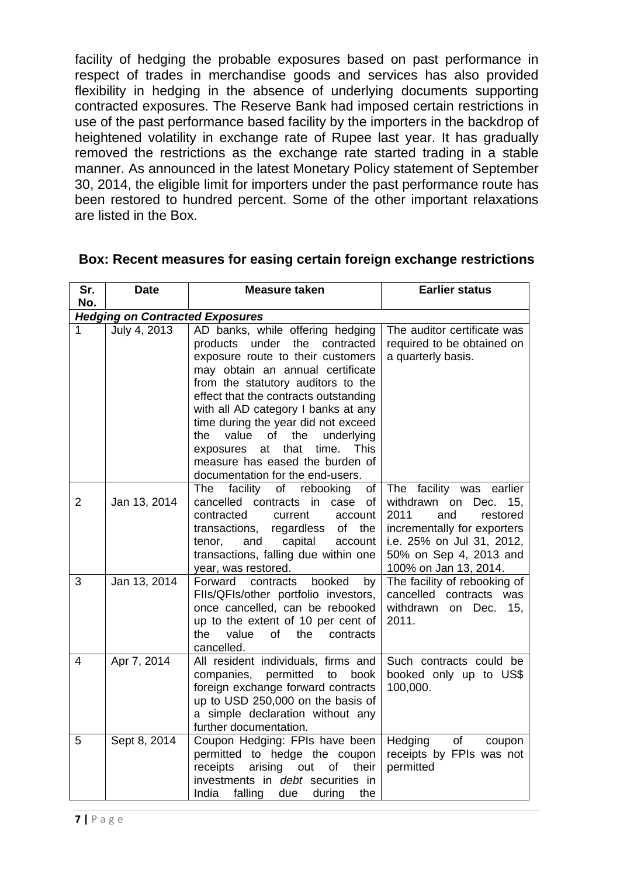facility of hedging the probable exposures based on past performance in respect of trades in merchandise goods and services has also provided flexibility in hedging in the absence of underlying documents supporting contracted exposures. The Reserve Bank had imposed certain restrictions in use of the past performance based facility by the importers in the backdrop of heightened volatility in exchange rate of Rupee last year. It has gradually removed the restrictions as the exchange rate started trading in a stable manner. As announced in the latest Monetary Policy statement of September 30, 2014, the eligible limit for importers under the past performance route has been restored to hundred percent. Some of the other important relaxations are listed in the Box.

**Box: Recent measures for easing certain foreign exchange restrictions**

| Sr. No. | Date | Measure taken | Earlier status |
|---|---|---|---|
| ***Hedging on Contracted Exposures*** | | | |
| 1 | July 4, 2013 | AD banks, while offering hedging products under the contracted exposure route to their customers may obtain an annual certificate from the statutory auditors to the effect that the contracts outstanding with all AD category I banks at any time during the year did not exceed the value of the underlying exposures at that time. This measure has eased the burden of documentation for the end-users. | The auditor certificate was required to be obtained on a quarterly basis. |
| 2 | Jan 13, 2014 | The facility of rebooking of cancelled contracts in case of contracted current account transactions, regardless of the tenor, and capital account transactions, falling due within one year, was restored. | The facility was earlier withdrawn on Dec. 15, 2011 and restored incrementally for exporters i.e. 25% on Jul 31, 2012, 50% on Sep 4, 2013 and 100% on Jan 13, 2014. |
| 3 | Jan 13, 2014 | Forward contracts booked by FIIs/QFIs/other portfolio investors, once cancelled, can be rebooked up to the extent of 10 per cent of the value of the contracts cancelled. | The facility of rebooking of cancelled contracts was withdrawn on Dec. 15, 2011. |
| 4 | Apr 7, 2014 | All resident individuals, firms and companies, permitted to book foreign exchange forward contracts up to USD 250,000 on the basis of a simple declaration without any further documentation. | Such contracts could be booked only up to US$ 100,000. |
| 5 | Sept 8, 2014 | Coupon Hedging: FPIs have been permitted to hedge the coupon receipts arising out of their investments in *debt* securities in India falling due during the | Hedging of coupon receipts by FPIs was not permitted |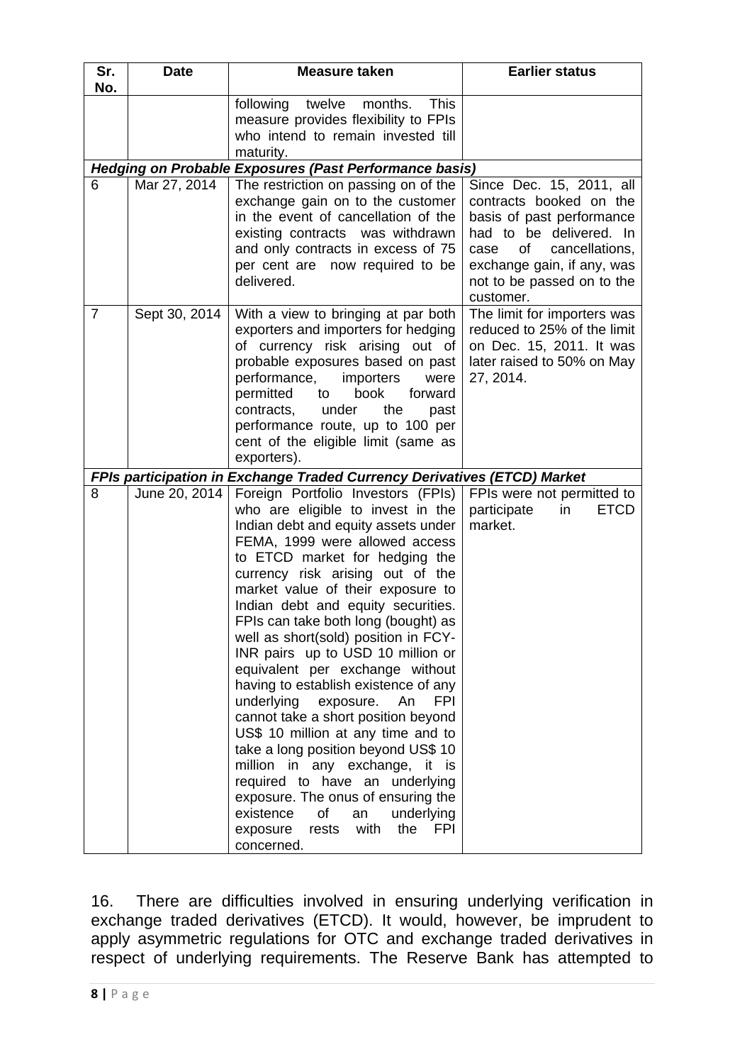| Sr. No. | Date | Measure taken | Earlier status |
|---|---|---|---|
| | | following twelve months. This measure provides flexibility to FPIs who intend to remain invested till maturity. | |
| ***Hedging on Probable Exposures (Past Performance basis)*** | | | |
| 6 | Mar 27, 2014 | The restriction on passing on of the exchange gain on to the customer in the event of cancellation of the existing contracts was withdrawn and only contracts in excess of 75 per cent are now required to be delivered. | Since Dec. 15, 2011, all contracts booked on the basis of past performance had to be delivered. In case of cancellations, exchange gain, if any, was not to be passed on to the customer. |
| 7 | Sept 30, 2014 | With a view to bringing at par both exporters and importers for hedging of currency risk arising out of probable exposures based on past performance, importers were permitted to book forward contracts, under the past performance route, up to 100 per cent of the eligible limit (same as exporters). | The limit for importers was reduced to 25% of the limit on Dec. 15, 2011. It was later raised to 50% on May 27, 2014. |
| ***FPIs participation in Exchange Traded Currency Derivatives (ETCD) Market*** | | | |
| 8 | June 20, 2014 | Foreign Portfolio Investors (FPIs) who are eligible to invest in the Indian debt and equity assets under FEMA, 1999 were allowed access to ETCD market for hedging the currency risk arising out of the market value of their exposure to Indian debt and equity securities. FPIs can take both long (bought) as well as short(sold) position in FCY-INR pairs up to USD 10 million or equivalent per exchange without having to establish existence of any underlying exposure. An FPI cannot take a short position beyond US$ 10 million at any time and to take a long position beyond US$ 10 million in any exchange, it is required to have an underlying exposure. The onus of ensuring the existence of an underlying exposure rests with the FPI concerned. | FPIs were not permitted to participate in ETCD market. |

16. There are difficulties involved in ensuring underlying verification in exchange traded derivatives (ETCD). It would, however, be imprudent to apply asymmetric regulations for OTC and exchange traded derivatives in respect of underlying requirements. The Reserve Bank has attempted to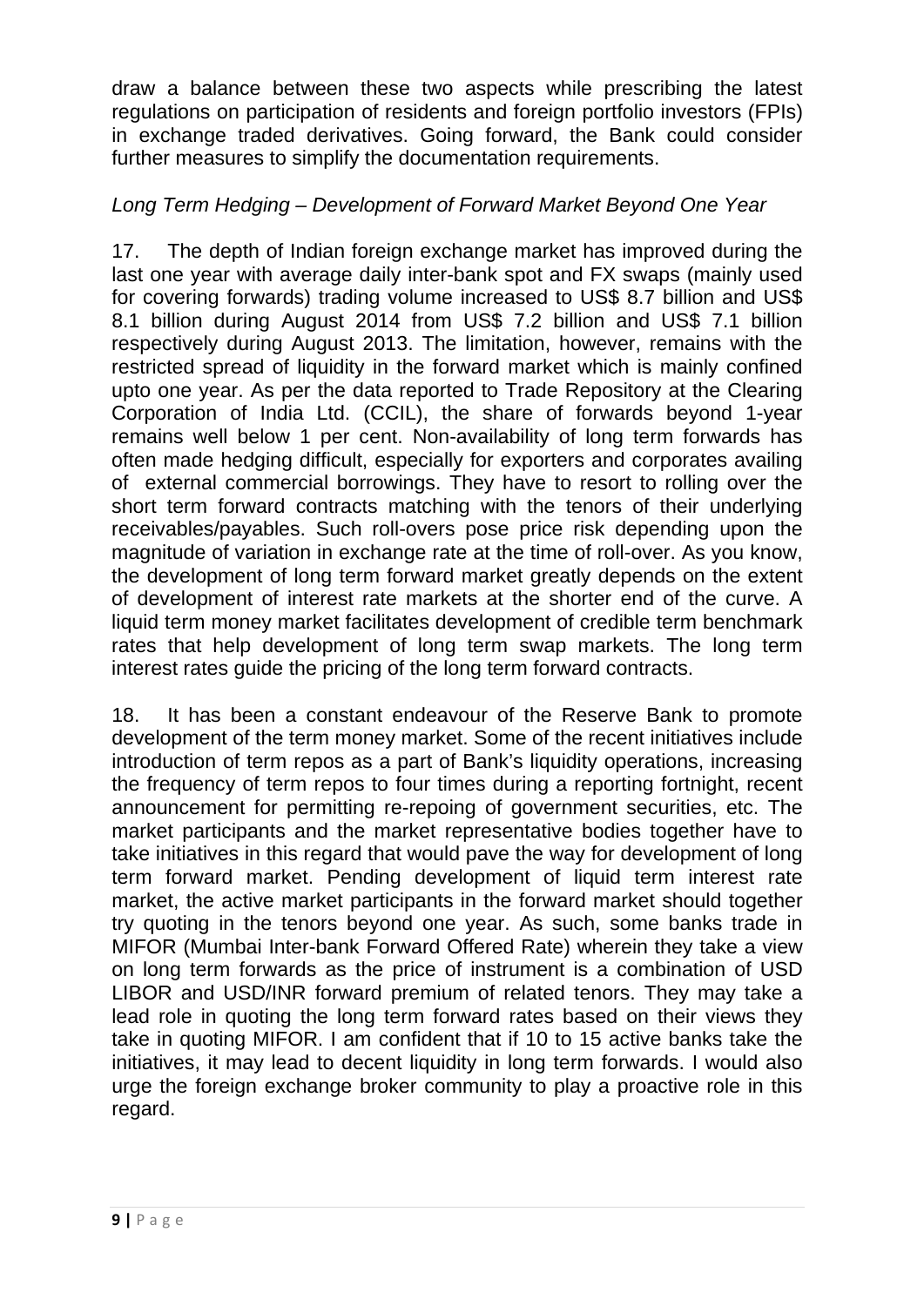draw a balance between these two aspects while prescribing the latest regulations on participation of residents and foreign portfolio investors (FPIs) in exchange traded derivatives. Going forward, the Bank could consider further measures to simplify the documentation requirements.

*Long Term Hedging – Development of Forward Market Beyond One Year*

17. The depth of Indian foreign exchange market has improved during the last one year with average daily inter-bank spot and FX swaps (mainly used for covering forwards) trading volume increased to US$ 8.7 billion and US$ 8.1 billion during August 2014 from US$ 7.2 billion and US$ 7.1 billion respectively during August 2013. The limitation, however, remains with the restricted spread of liquidity in the forward market which is mainly confined upto one year. As per the data reported to Trade Repository at the Clearing Corporation of India Ltd. (CCIL), the share of forwards beyond 1-year remains well below 1 per cent. Non-availability of long term forwards has often made hedging difficult, especially for exporters and corporates availing of external commercial borrowings. They have to resort to rolling over the short term forward contracts matching with the tenors of their underlying receivables/payables. Such roll-overs pose price risk depending upon the magnitude of variation in exchange rate at the time of roll-over. As you know, the development of long term forward market greatly depends on the extent of development of interest rate markets at the shorter end of the curve. A liquid term money market facilitates development of credible term benchmark rates that help development of long term swap markets. The long term interest rates guide the pricing of the long term forward contracts.

18. It has been a constant endeavour of the Reserve Bank to promote development of the term money market. Some of the recent initiatives include introduction of term repos as a part of Bank's liquidity operations, increasing the frequency of term repos to four times during a reporting fortnight, recent announcement for permitting re-repoing of government securities, etc. The market participants and the market representative bodies together have to take initiatives in this regard that would pave the way for development of long term forward market. Pending development of liquid term interest rate market, the active market participants in the forward market should together try quoting in the tenors beyond one year. As such, some banks trade in MIFOR (Mumbai Inter-bank Forward Offered Rate) wherein they take a view on long term forwards as the price of instrument is a combination of USD LIBOR and USD/INR forward premium of related tenors. They may take a lead role in quoting the long term forward rates based on their views they take in quoting MIFOR. I am confident that if 10 to 15 active banks take the initiatives, it may lead to decent liquidity in long term forwards. I would also urge the foreign exchange broker community to play a proactive role in this regard.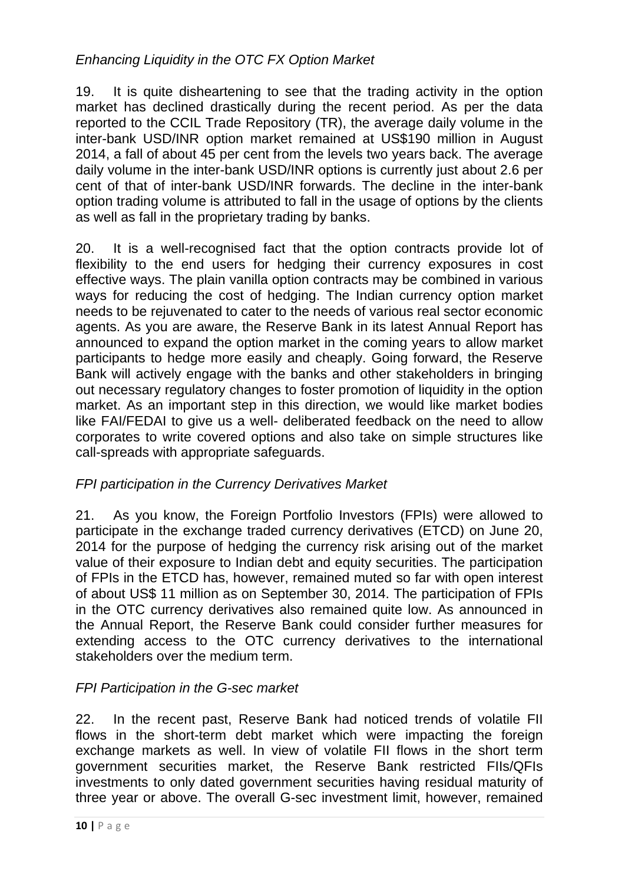*Enhancing Liquidity in the OTC FX Option Market*

19. It is quite disheartening to see that the trading activity in the option market has declined drastically during the recent period. As per the data reported to the CCIL Trade Repository (TR), the average daily volume in the inter-bank USD/INR option market remained at US$190 million in August 2014, a fall of about 45 per cent from the levels two years back. The average daily volume in the inter-bank USD/INR options is currently just about 2.6 per cent of that of inter-bank USD/INR forwards. The decline in the inter-bank option trading volume is attributed to fall in the usage of options by the clients as well as fall in the proprietary trading by banks.

20. It is a well-recognised fact that the option contracts provide lot of flexibility to the end users for hedging their currency exposures in cost effective ways. The plain vanilla option contracts may be combined in various ways for reducing the cost of hedging. The Indian currency option market needs to be rejuvenated to cater to the needs of various real sector economic agents. As you are aware, the Reserve Bank in its latest Annual Report has announced to expand the option market in the coming years to allow market participants to hedge more easily and cheaply. Going forward, the Reserve Bank will actively engage with the banks and other stakeholders in bringing out necessary regulatory changes to foster promotion of liquidity in the option market. As an important step in this direction, we would like market bodies like FAI/FEDAI to give us a well- deliberated feedback on the need to allow corporates to write covered options and also take on simple structures like call-spreads with appropriate safeguards.

*FPI participation in the Currency Derivatives Market*

21. As you know, the Foreign Portfolio Investors (FPIs) were allowed to participate in the exchange traded currency derivatives (ETCD) on June 20, 2014 for the purpose of hedging the currency risk arising out of the market value of their exposure to Indian debt and equity securities. The participation of FPIs in the ETCD has, however, remained muted so far with open interest of about US$ 11 million as on September 30, 2014. The participation of FPIs in the OTC currency derivatives also remained quite low. As announced in the Annual Report, the Reserve Bank could consider further measures for extending access to the OTC currency derivatives to the international stakeholders over the medium term.

*FPI Participation in the G-sec market*

22. In the recent past, Reserve Bank had noticed trends of volatile FII flows in the short-term debt market which were impacting the foreign exchange markets as well. In view of volatile FII flows in the short term government securities market, the Reserve Bank restricted FIIs/QFIs investments to only dated government securities having residual maturity of three year or above. The overall G-sec investment limit, however, remained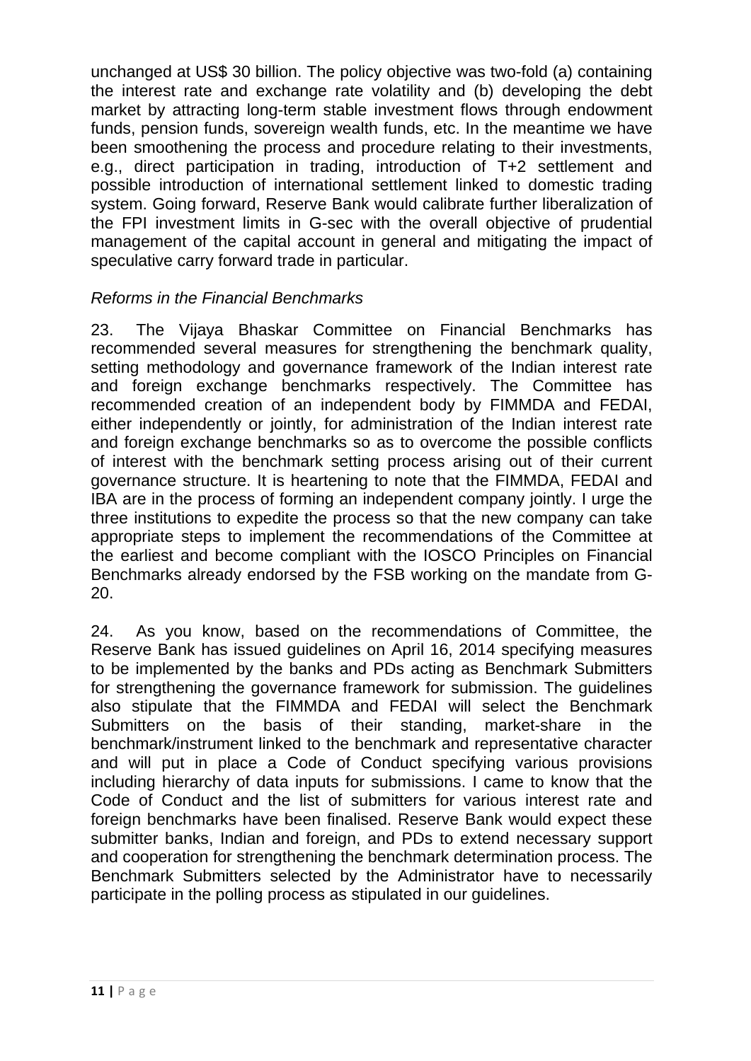unchanged at US$ 30 billion. The policy objective was two-fold (a) containing the interest rate and exchange rate volatility and (b) developing the debt market by attracting long-term stable investment flows through endowment funds, pension funds, sovereign wealth funds, etc. In the meantime we have been smoothening the process and procedure relating to their investments, e.g., direct participation in trading, introduction of T+2 settlement and possible introduction of international settlement linked to domestic trading system. Going forward, Reserve Bank would calibrate further liberalization of the FPI investment limits in G-sec with the overall objective of prudential management of the capital account in general and mitigating the impact of speculative carry forward trade in particular.

*Reforms in the Financial Benchmarks*

23. The Vijaya Bhaskar Committee on Financial Benchmarks has recommended several measures for strengthening the benchmark quality, setting methodology and governance framework of the Indian interest rate and foreign exchange benchmarks respectively. The Committee has recommended creation of an independent body by FIMMDA and FEDAI, either independently or jointly, for administration of the Indian interest rate and foreign exchange benchmarks so as to overcome the possible conflicts of interest with the benchmark setting process arising out of their current governance structure. It is heartening to note that the FIMMDA, FEDAI and IBA are in the process of forming an independent company jointly. I urge the three institutions to expedite the process so that the new company can take appropriate steps to implement the recommendations of the Committee at the earliest and become compliant with the IOSCO Principles on Financial Benchmarks already endorsed by the FSB working on the mandate from G-20.

24. As you know, based on the recommendations of Committee, the Reserve Bank has issued guidelines on April 16, 2014 specifying measures to be implemented by the banks and PDs acting as Benchmark Submitters for strengthening the governance framework for submission. The guidelines also stipulate that the FIMMDA and FEDAI will select the Benchmark Submitters on the basis of their standing, market-share in the benchmark/instrument linked to the benchmark and representative character and will put in place a Code of Conduct specifying various provisions including hierarchy of data inputs for submissions. I came to know that the Code of Conduct and the list of submitters for various interest rate and foreign benchmarks have been finalised. Reserve Bank would expect these submitter banks, Indian and foreign, and PDs to extend necessary support and cooperation for strengthening the benchmark determination process. The Benchmark Submitters selected by the Administrator have to necessarily participate in the polling process as stipulated in our guidelines.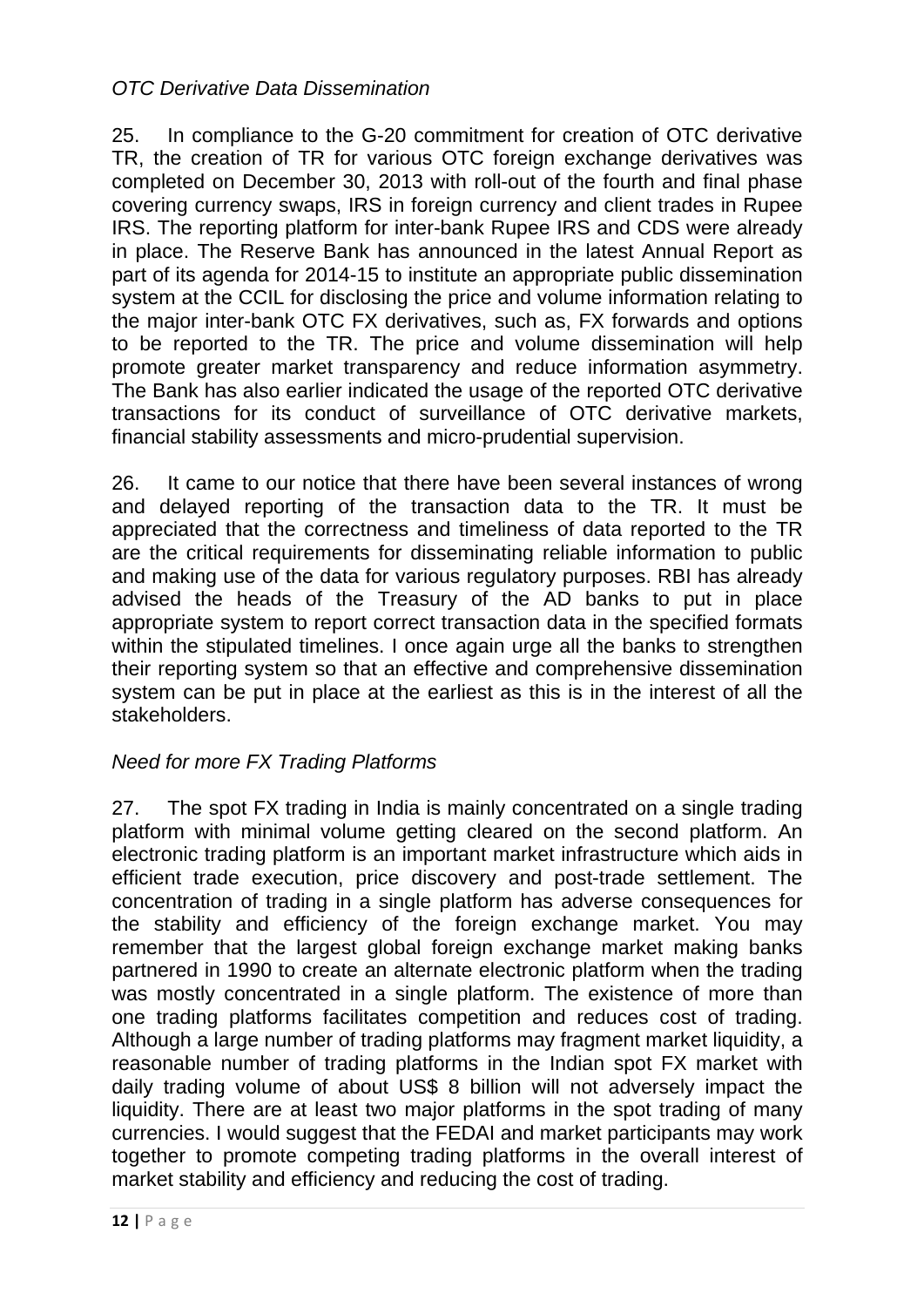*OTC Derivative Data Dissemination*

25. In compliance to the G-20 commitment for creation of OTC derivative TR, the creation of TR for various OTC foreign exchange derivatives was completed on December 30, 2013 with roll-out of the fourth and final phase covering currency swaps, IRS in foreign currency and client trades in Rupee IRS. The reporting platform for inter-bank Rupee IRS and CDS were already in place. The Reserve Bank has announced in the latest Annual Report as part of its agenda for 2014-15 to institute an appropriate public dissemination system at the CCIL for disclosing the price and volume information relating to the major inter-bank OTC FX derivatives, such as, FX forwards and options to be reported to the TR. The price and volume dissemination will help promote greater market transparency and reduce information asymmetry. The Bank has also earlier indicated the usage of the reported OTC derivative transactions for its conduct of surveillance of OTC derivative markets, financial stability assessments and micro-prudential supervision.

26. It came to our notice that there have been several instances of wrong and delayed reporting of the transaction data to the TR. It must be appreciated that the correctness and timeliness of data reported to the TR are the critical requirements for disseminating reliable information to public and making use of the data for various regulatory purposes. RBI has already advised the heads of the Treasury of the AD banks to put in place appropriate system to report correct transaction data in the specified formats within the stipulated timelines. I once again urge all the banks to strengthen their reporting system so that an effective and comprehensive dissemination system can be put in place at the earliest as this is in the interest of all the stakeholders.

*Need for more FX Trading Platforms*

27. The spot FX trading in India is mainly concentrated on a single trading platform with minimal volume getting cleared on the second platform. An electronic trading platform is an important market infrastructure which aids in efficient trade execution, price discovery and post-trade settlement. The concentration of trading in a single platform has adverse consequences for the stability and efficiency of the foreign exchange market. You may remember that the largest global foreign exchange market making banks partnered in 1990 to create an alternate electronic platform when the trading was mostly concentrated in a single platform. The existence of more than one trading platforms facilitates competition and reduces cost of trading. Although a large number of trading platforms may fragment market liquidity, a reasonable number of trading platforms in the Indian spot FX market with daily trading volume of about US$ 8 billion will not adversely impact the liquidity. There are at least two major platforms in the spot trading of many currencies. I would suggest that the FEDAI and market participants may work together to promote competing trading platforms in the overall interest of market stability and efficiency and reducing the cost of trading.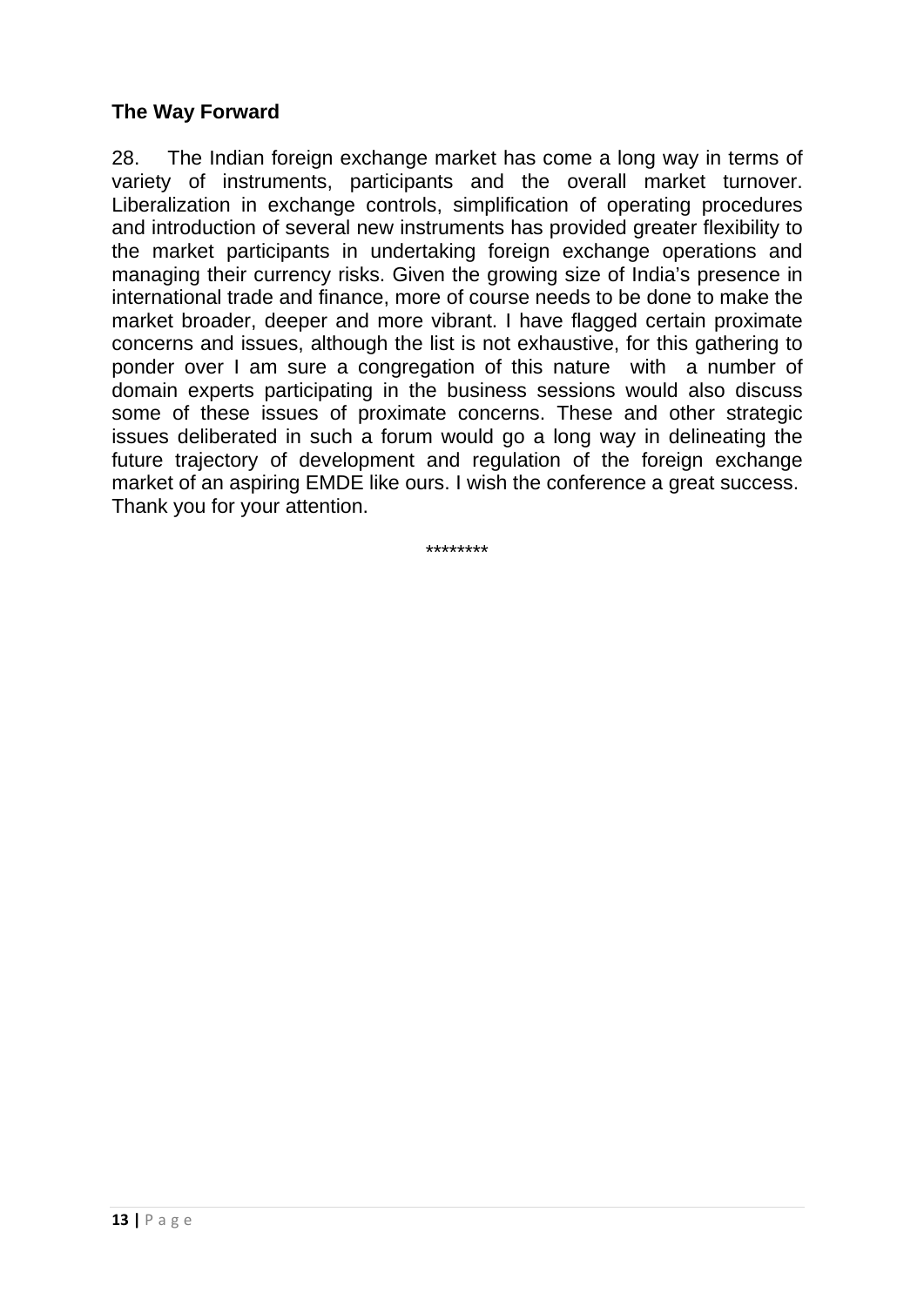**The Way Forward**

28. The Indian foreign exchange market has come a long way in terms of variety of instruments, participants and the overall market turnover. Liberalization in exchange controls, simplification of operating procedures and introduction of several new instruments has provided greater flexibility to the market participants in undertaking foreign exchange operations and managing their currency risks. Given the growing size of India's presence in international trade and finance, more of course needs to be done to make the market broader, deeper and more vibrant. I have flagged certain proximate concerns and issues, although the list is not exhaustive, for this gathering to ponder over I am sure a congregation of this nature with a number of domain experts participating in the business sessions would also discuss some of these issues of proximate concerns. These and other strategic issues deliberated in such a forum would go a long way in delineating the future trajectory of development and regulation of the foreign exchange market of an aspiring EMDE like ours. I wish the conference a great success. Thank you for your attention.

********